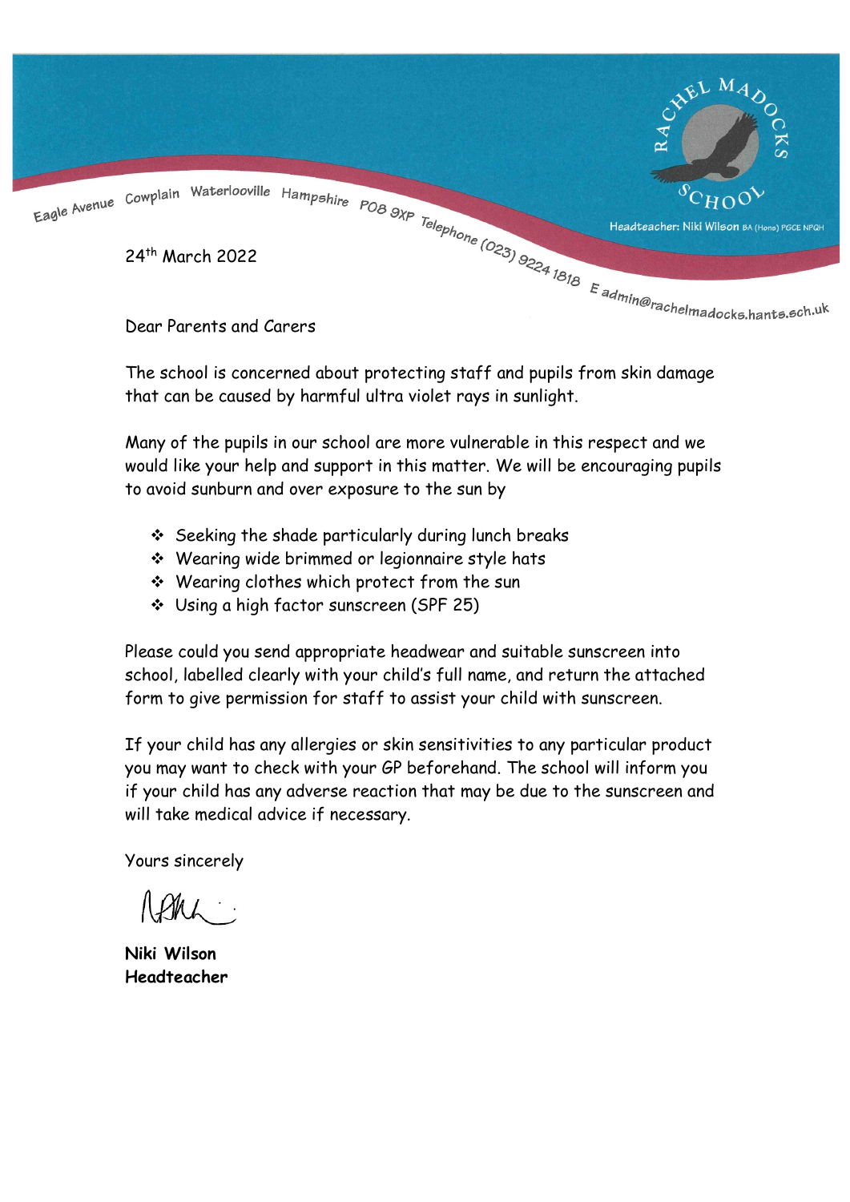RACHEL MADOCKS SCHOOL

Headteacher: Niki Wilson BA (Hons) PGCE NPQH

Eagle Avenue Cowplain Waterlooville Hampshire PO8 9XP Telephone (023) 9224 1818 E admin@rachelmadocks.hants.sch.uk

24th March 2022

Dear Parents and Carers

The school is concerned about protecting staff and pupils from skin damage that can be caused by harmful ultra violet rays in sunlight.

Many of the pupils in our school are more vulnerable in this respect and we would like your help and support in this matter. We will be encouraging pupils to avoid sunburn and over exposure to the sun by

- Seeking the shade particularly during lunch breaks
- Wearing wide brimmed or legionnaire style hats
- Wearing clothes which protect from the sun
- Using a high factor sunscreen (SPF 25)

Please could you send appropriate headwear and suitable sunscreen into school, labelled clearly with your child's full name, and return the attached form to give permission for staff to assist your child with sunscreen.

If your child has any allergies or skin sensitivities to any particular product you may want to check with your GP beforehand. The school will inform you if your child has any adverse reaction that may be due to the sunscreen and will take medical advice if necessary.

Yours sincerely

**Niki Wilson**
**Headteacher**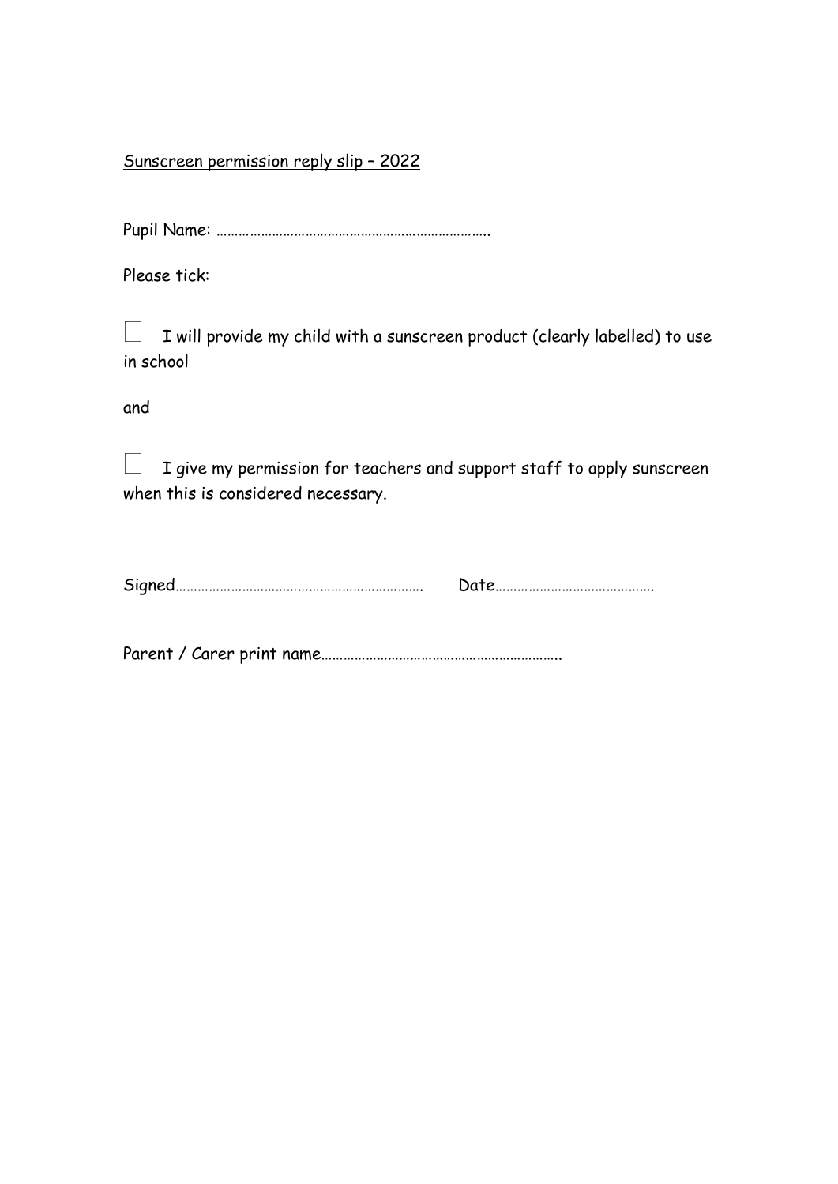<u>Sunscreen permission reply slip – 2022</u>

Pupil Name: ……………………………………………………………….

Please tick:

☐ I will provide my child with a sunscreen product (clearly labelled) to use in school

and

☐ I give my permission for teachers and support staff to apply sunscreen when this is considered necessary.

Signed…………………………………………………………. Date…………………………………….

Parent / Carer print name………………………………………………………..